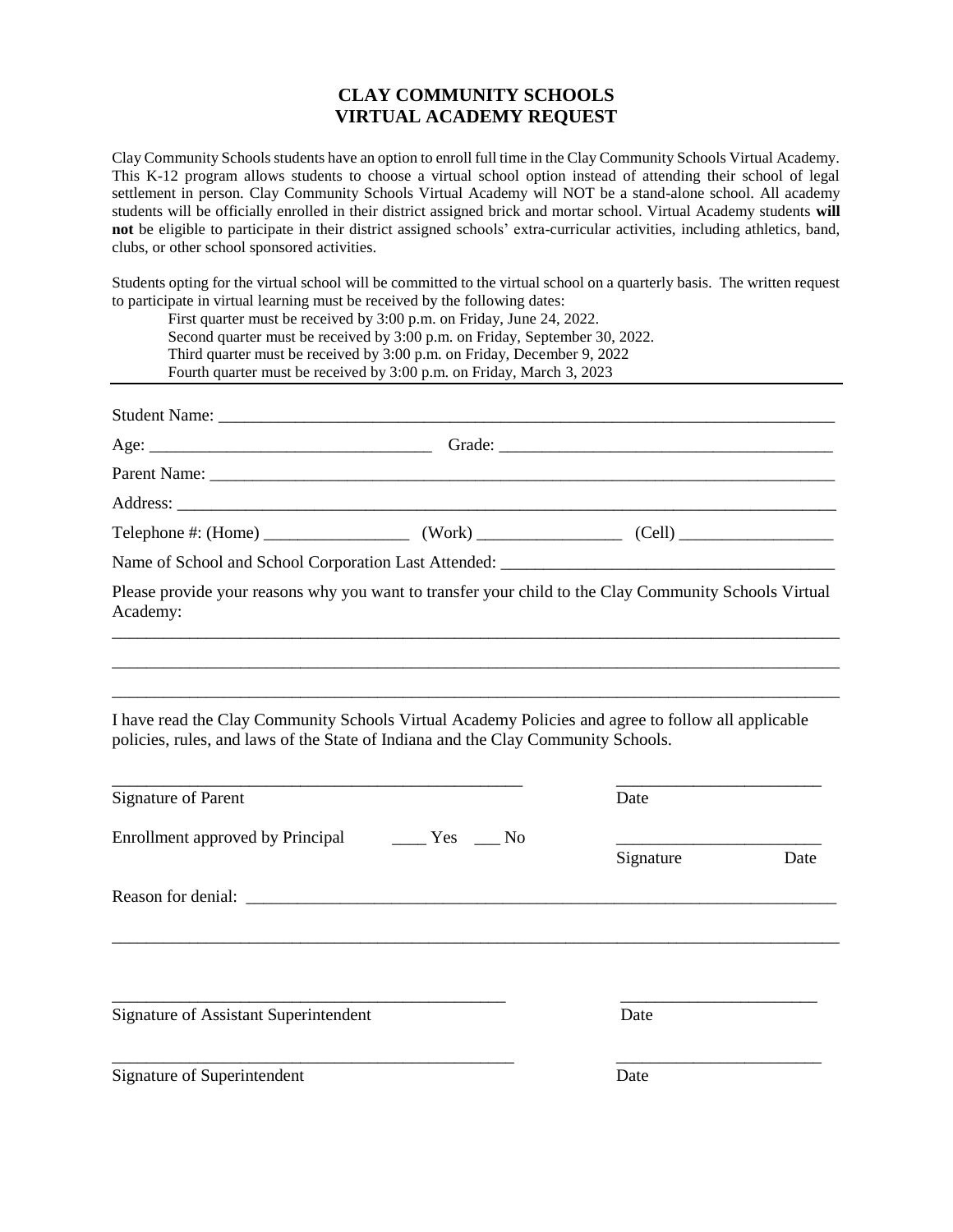# CLAY COMMUNITY SCHOOLS
# VIRTUAL ACADEMY REQUEST

Clay Community Schools students have an option to enroll full time in the Clay Community Schools Virtual Academy. This K-12 program allows students to choose a virtual school option instead of attending their school of legal settlement in person. Clay Community Schools Virtual Academy will NOT be a stand-alone school. All academy students will be officially enrolled in their district assigned brick and mortar school. Virtual Academy students **will not** be eligible to participate in their district assigned schools' extra-curricular activities, including athletics, band, clubs, or other school sponsored activities.

Students opting for the virtual school will be committed to the virtual school on a quarterly basis. The written request to participate in virtual learning must be received by the following dates:

First quarter must be received by 3:00 p.m. on Friday, June 24, 2022.
Second quarter must be received by 3:00 p.m. on Friday, September 30, 2022.
Third quarter must be received by 3:00 p.m. on Friday, December 9, 2022
Fourth quarter must be received by 3:00 p.m. on Friday, March 3, 2023

---

Student Name: ______________________________________________

Age: ______________________ Grade: ______________________

Parent Name: ______________________________________________

Address: ______________________________________________

Telephone #: (Home) ______________ (Work) ______________ (Cell) ______________

Name of School and School Corporation Last Attended: ______________________

Please provide your reasons why you want to transfer your child to the Clay Community Schools Virtual Academy:

______________________________________________

______________________________________________

______________________________________________

I have read the Clay Community Schools Virtual Academy Policies and agree to follow all applicable policies, rules, and laws of the State of Indiana and the Clay Community Schools.

______________________________ ______________
Signature of Parent Date

Enrollment approved by Principal ____ Yes ___ No ______________
Signature Date

Reason for denial: ______________________________________________

______________________________________________

______________________________ ______________
Signature of Assistant Superintendent Date

______________________________ ______________
Signature of Superintendent Date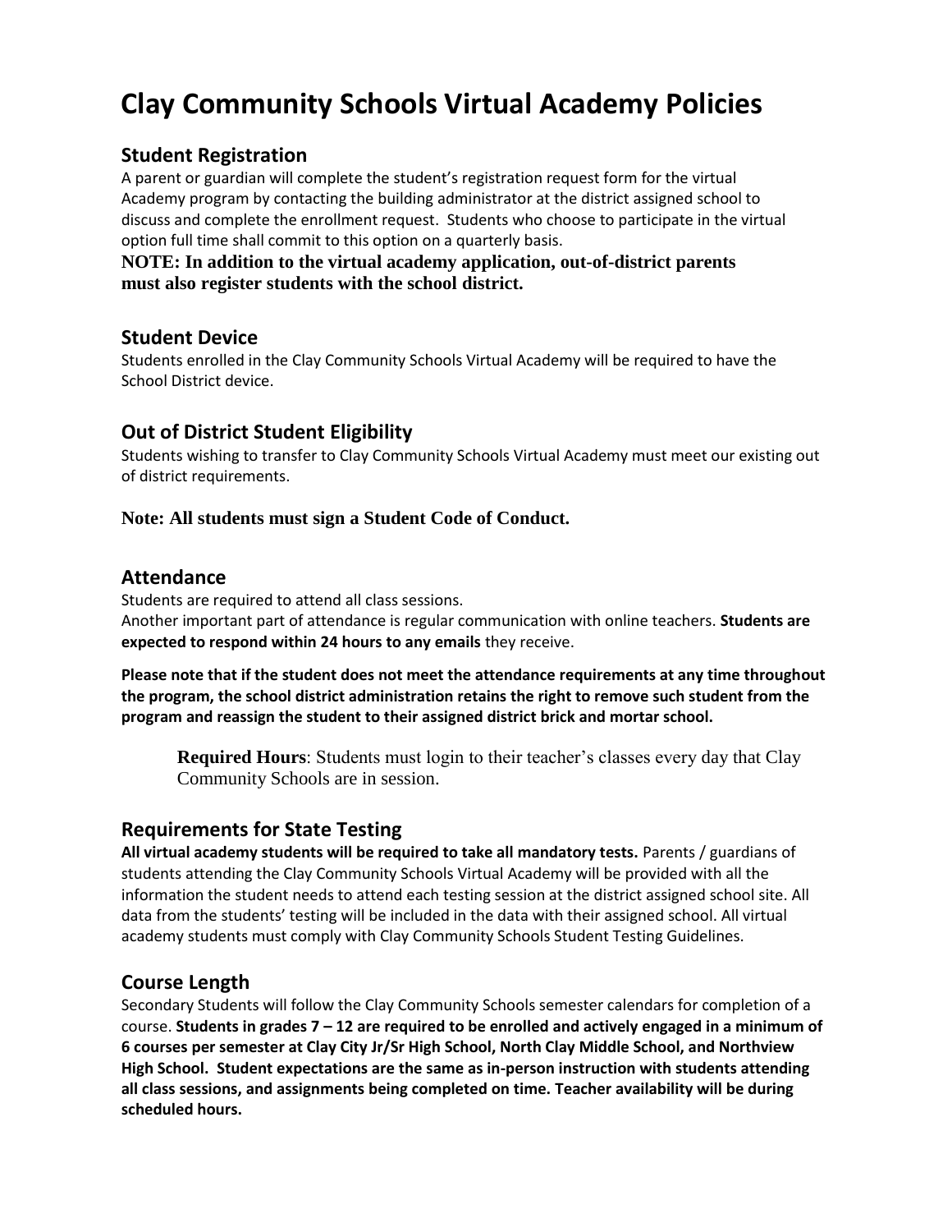# Clay Community Schools Virtual Academy Policies

## Student Registration

A parent or guardian will complete the student's registration request form for the virtual Academy program by contacting the building administrator at the district assigned school to discuss and complete the enrollment request. Students who choose to participate in the virtual option full time shall commit to this option on a quarterly basis.

**NOTE: In addition to the virtual academy application, out-of-district parents must also register students with the school district.**

## Student Device

Students enrolled in the Clay Community Schools Virtual Academy will be required to have the School District device.

## Out of District Student Eligibility

Students wishing to transfer to Clay Community Schools Virtual Academy must meet our existing out of district requirements.

**Note: All students must sign a Student Code of Conduct.**

## Attendance

Students are required to attend all class sessions.
Another important part of attendance is regular communication with online teachers. **Students are expected to respond within 24 hours to any emails** they receive.

**Please note that if the student does not meet the attendance requirements at any time throughout the program, the school district administration retains the right to remove such student from the program and reassign the student to their assigned district brick and mortar school.**

> **Required Hours**: Students must login to their teacher's classes every day that Clay Community Schools are in session.

## Requirements for State Testing

**All virtual academy students will be required to take all mandatory tests.** Parents / guardians of students attending the Clay Community Schools Virtual Academy will be provided with all the information the student needs to attend each testing session at the district assigned school site. All data from the students' testing will be included in the data with their assigned school. All virtual academy students must comply with Clay Community Schools Student Testing Guidelines.

## Course Length

Secondary Students will follow the Clay Community Schools semester calendars for completion of a course. **Students in grades 7 – 12 are required to be enrolled and actively engaged in a minimum of 6 courses per semester at Clay City Jr/Sr High School, North Clay Middle School, and Northview High School. Student expectations are the same as in-person instruction with students attending all class sessions, and assignments being completed on time. Teacher availability will be during scheduled hours.**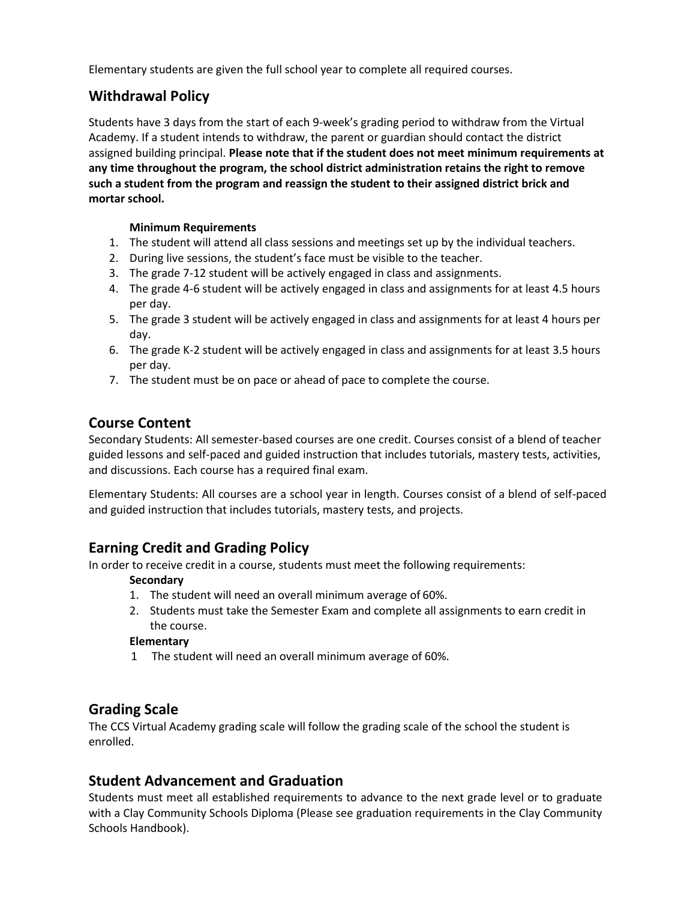Elementary students are given the full school year to complete all required courses.

## Withdrawal Policy

Students have 3 days from the start of each 9-week's grading period to withdraw from the Virtual Academy. If a student intends to withdraw, the parent or guardian should contact the district assigned building principal. **Please note that if the student does not meet minimum requirements at any time throughout the program, the school district administration retains the right to remove such a student from the program and reassign the student to their assigned district brick and mortar school.**

**Minimum Requirements**

1. The student will attend all class sessions and meetings set up by the individual teachers.
2. During live sessions, the student's face must be visible to the teacher.
3. The grade 7-12 student will be actively engaged in class and assignments.
4. The grade 4-6 student will be actively engaged in class and assignments for at least 4.5 hours per day.
5. The grade 3 student will be actively engaged in class and assignments for at least 4 hours per day.
6. The grade K-2 student will be actively engaged in class and assignments for at least 3.5 hours per day.
7. The student must be on pace or ahead of pace to complete the course.

## Course Content

Secondary Students: All semester-based courses are one credit. Courses consist of a blend of teacher guided lessons and self-paced and guided instruction that includes tutorials, mastery tests, activities, and discussions. Each course has a required final exam.

Elementary Students: All courses are a school year in length. Courses consist of a blend of self-paced and guided instruction that includes tutorials, mastery tests, and projects.

## Earning Credit and Grading Policy

In order to receive credit in a course, students must meet the following requirements:

**Secondary**

1. The student will need an overall minimum average of 60%.
2. Students must take the Semester Exam and complete all assignments to earn credit in the course.

**Elementary**

1. The student will need an overall minimum average of 60%.

## Grading Scale

The CCS Virtual Academy grading scale will follow the grading scale of the school the student is enrolled.

## Student Advancement and Graduation

Students must meet all established requirements to advance to the next grade level or to graduate with a Clay Community Schools Diploma (Please see graduation requirements in the Clay Community Schools Handbook).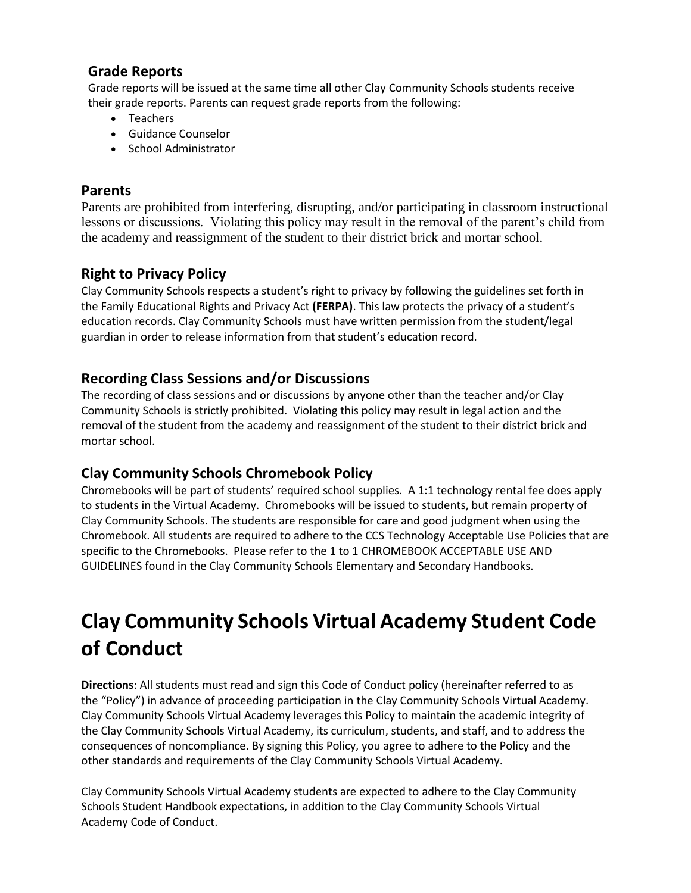## Grade Reports

Grade reports will be issued at the same time all other Clay Community Schools students receive their grade reports. Parents can request grade reports from the following:

- Teachers
- Guidance Counselor
- School Administrator

## Parents

Parents are prohibited from interfering, disrupting, and/or participating in classroom instructional lessons or discussions. Violating this policy may result in the removal of the parent's child from the academy and reassignment of the student to their district brick and mortar school.

## Right to Privacy Policy

Clay Community Schools respects a student's right to privacy by following the guidelines set forth in the Family Educational Rights and Privacy Act **(FERPA)**. This law protects the privacy of a student's education records. Clay Community Schools must have written permission from the student/legal guardian in order to release information from that student's education record.

## Recording Class Sessions and/or Discussions

The recording of class sessions and or discussions by anyone other than the teacher and/or Clay Community Schools is strictly prohibited. Violating this policy may result in legal action and the removal of the student from the academy and reassignment of the student to their district brick and mortar school.

## Clay Community Schools Chromebook Policy

Chromebooks will be part of students' required school supplies. A 1:1 technology rental fee does apply to students in the Virtual Academy. Chromebooks will be issued to students, but remain property of Clay Community Schools. The students are responsible for care and good judgment when using the Chromebook. All students are required to adhere to the CCS Technology Acceptable Use Policies that are specific to the Chromebooks. Please refer to the 1 to 1 CHROMEBOOK ACCEPTABLE USE AND GUIDELINES found in the Clay Community Schools Elementary and Secondary Handbooks.

# Clay Community Schools Virtual Academy Student Code of Conduct

**Directions**: All students must read and sign this Code of Conduct policy (hereinafter referred to as the "Policy") in advance of proceeding participation in the Clay Community Schools Virtual Academy. Clay Community Schools Virtual Academy leverages this Policy to maintain the academic integrity of the Clay Community Schools Virtual Academy, its curriculum, students, and staff, and to address the consequences of noncompliance. By signing this Policy, you agree to adhere to the Policy and the other standards and requirements of the Clay Community Schools Virtual Academy.

Clay Community Schools Virtual Academy students are expected to adhere to the Clay Community Schools Student Handbook expectations, in addition to the Clay Community Schools Virtual Academy Code of Conduct.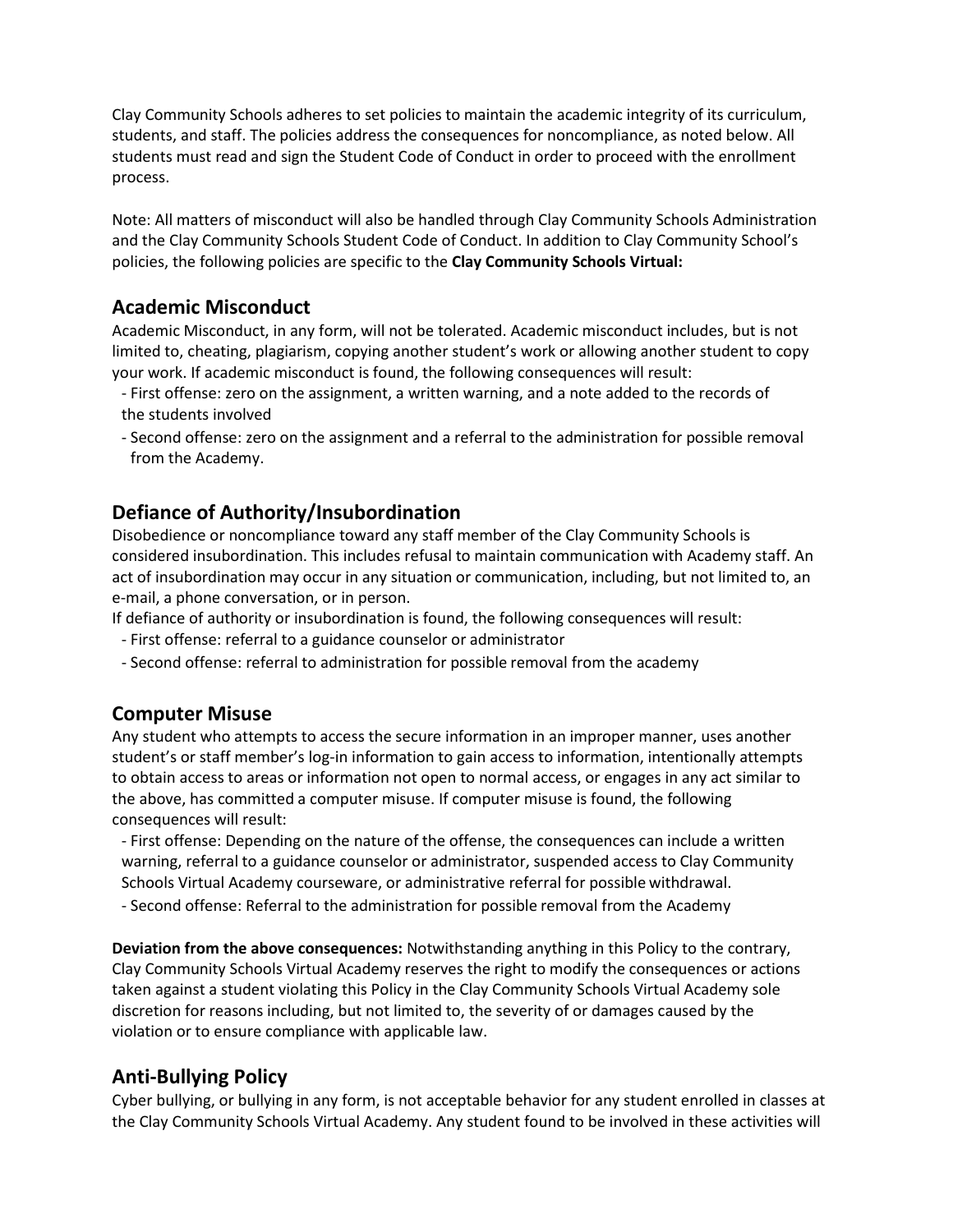Clay Community Schools adheres to set policies to maintain the academic integrity of its curriculum, students, and staff. The policies address the consequences for noncompliance, as noted below. All students must read and sign the Student Code of Conduct in order to proceed with the enrollment process.

Note: All matters of misconduct will also be handled through Clay Community Schools Administration and the Clay Community Schools Student Code of Conduct. In addition to Clay Community School's policies, the following policies are specific to the **Clay Community Schools Virtual:**

## Academic Misconduct

Academic Misconduct, in any form, will not be tolerated. Academic misconduct includes, but is not limited to, cheating, plagiarism, copying another student's work or allowing another student to copy your work. If academic misconduct is found, the following consequences will result:

- First offense: zero on the assignment, a written warning, and a note added to the records of the students involved
- Second offense: zero on the assignment and a referral to the administration for possible removal from the Academy.

## Defiance of Authority/Insubordination

Disobedience or noncompliance toward any staff member of the Clay Community Schools is considered insubordination. This includes refusal to maintain communication with Academy staff. An act of insubordination may occur in any situation or communication, including, but not limited to, an e-mail, a phone conversation, or in person.

If defiance of authority or insubordination is found, the following consequences will result:

- First offense: referral to a guidance counselor or administrator
- Second offense: referral to administration for possible removal from the academy

## Computer Misuse

Any student who attempts to access the secure information in an improper manner, uses another student's or staff member's log-in information to gain access to information, intentionally attempts to obtain access to areas or information not open to normal access, or engages in any act similar to the above, has committed a computer misuse. If computer misuse is found, the following consequences will result:

- First offense: Depending on the nature of the offense, the consequences can include a written warning, referral to a guidance counselor or administrator, suspended access to Clay Community Schools Virtual Academy courseware, or administrative referral for possible withdrawal.
- Second offense: Referral to the administration for possible removal from the Academy

**Deviation from the above consequences:** Notwithstanding anything in this Policy to the contrary, Clay Community Schools Virtual Academy reserves the right to modify the consequences or actions taken against a student violating this Policy in the Clay Community Schools Virtual Academy sole discretion for reasons including, but not limited to, the severity of or damages caused by the violation or to ensure compliance with applicable law.

## Anti-Bullying Policy

Cyber bullying, or bullying in any form, is not acceptable behavior for any student enrolled in classes at the Clay Community Schools Virtual Academy. Any student found to be involved in these activities will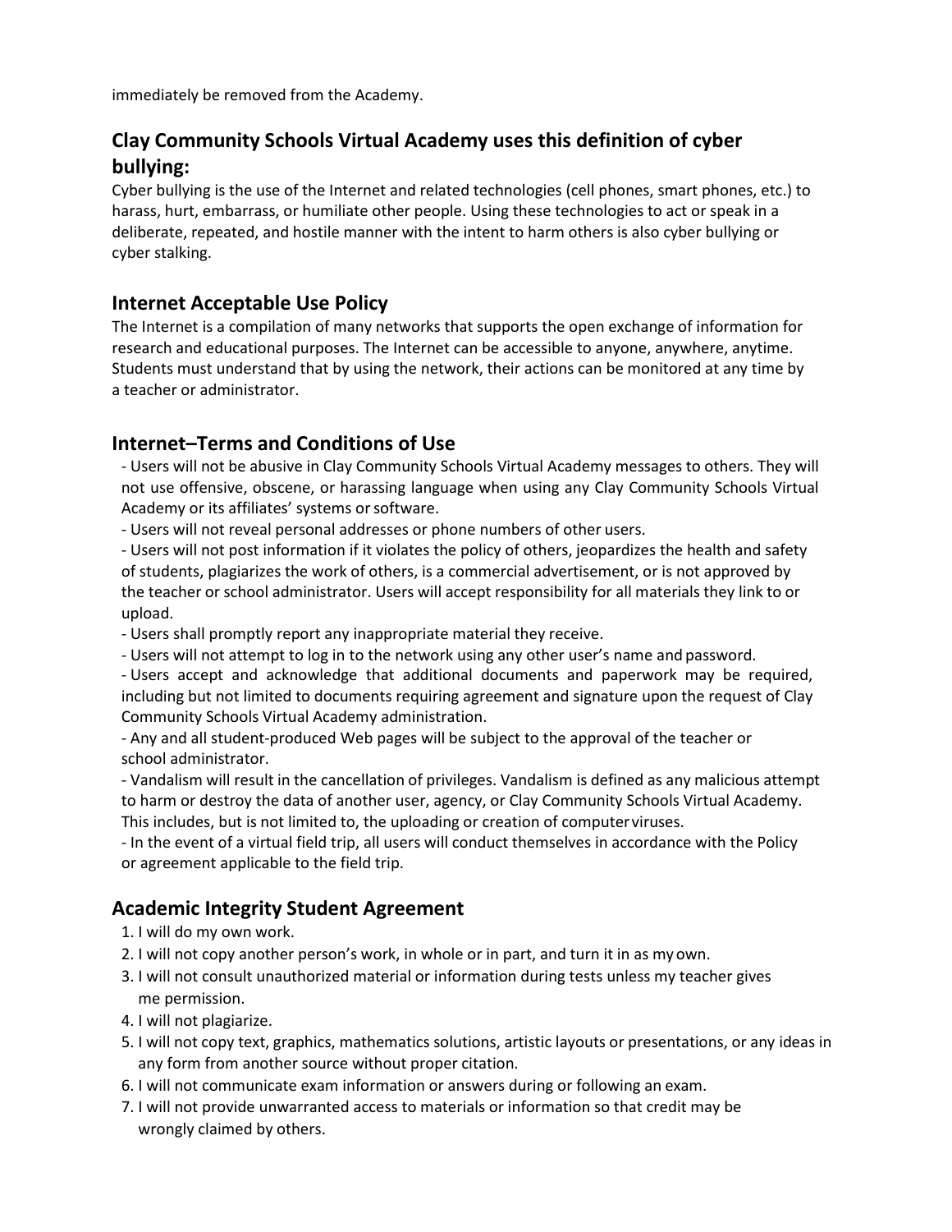immediately be removed from the Academy.

## Clay Community Schools Virtual Academy uses this definition of cyber bullying:

Cyber bullying is the use of the Internet and related technologies (cell phones, smart phones, etc.) to harass, hurt, embarrass, or humiliate other people. Using these technologies to act or speak in a deliberate, repeated, and hostile manner with the intent to harm others is also cyber bullying or cyber stalking.

## Internet Acceptable Use Policy

The Internet is a compilation of many networks that supports the open exchange of information for research and educational purposes. The Internet can be accessible to anyone, anywhere, anytime. Students must understand that by using the network, their actions can be monitored at any time by a teacher or administrator.

## Internet–Terms and Conditions of Use

- Users will not be abusive in Clay Community Schools Virtual Academy messages to others. They will not use offensive, obscene, or harassing language when using any Clay Community Schools Virtual Academy or its affiliates' systems or software.
- Users will not reveal personal addresses or phone numbers of other users.
- Users will not post information if it violates the policy of others, jeopardizes the health and safety of students, plagiarizes the work of others, is a commercial advertisement, or is not approved by the teacher or school administrator. Users will accept responsibility for all materials they link to or upload.
- Users shall promptly report any inappropriate material they receive.
- Users will not attempt to log in to the network using any other user's name and password.
- Users accept and acknowledge that additional documents and paperwork may be required, including but not limited to documents requiring agreement and signature upon the request of Clay Community Schools Virtual Academy administration.
- Any and all student-produced Web pages will be subject to the approval of the teacher or school administrator.
- Vandalism will result in the cancellation of privileges. Vandalism is defined as any malicious attempt to harm or destroy the data of another user, agency, or Clay Community Schools Virtual Academy. This includes, but is not limited to, the uploading or creation of computer viruses.
- In the event of a virtual field trip, all users will conduct themselves in accordance with the Policy or agreement applicable to the field trip.

## Academic Integrity Student Agreement

1. I will do my own work.
2. I will not copy another person's work, in whole or in part, and turn it in as my own.
3. I will not consult unauthorized material or information during tests unless my teacher gives me permission.
4. I will not plagiarize.
5. I will not copy text, graphics, mathematics solutions, artistic layouts or presentations, or any ideas in any form from another source without proper citation.
6. I will not communicate exam information or answers during or following an exam.
7. I will not provide unwarranted access to materials or information so that credit may be wrongly claimed by others.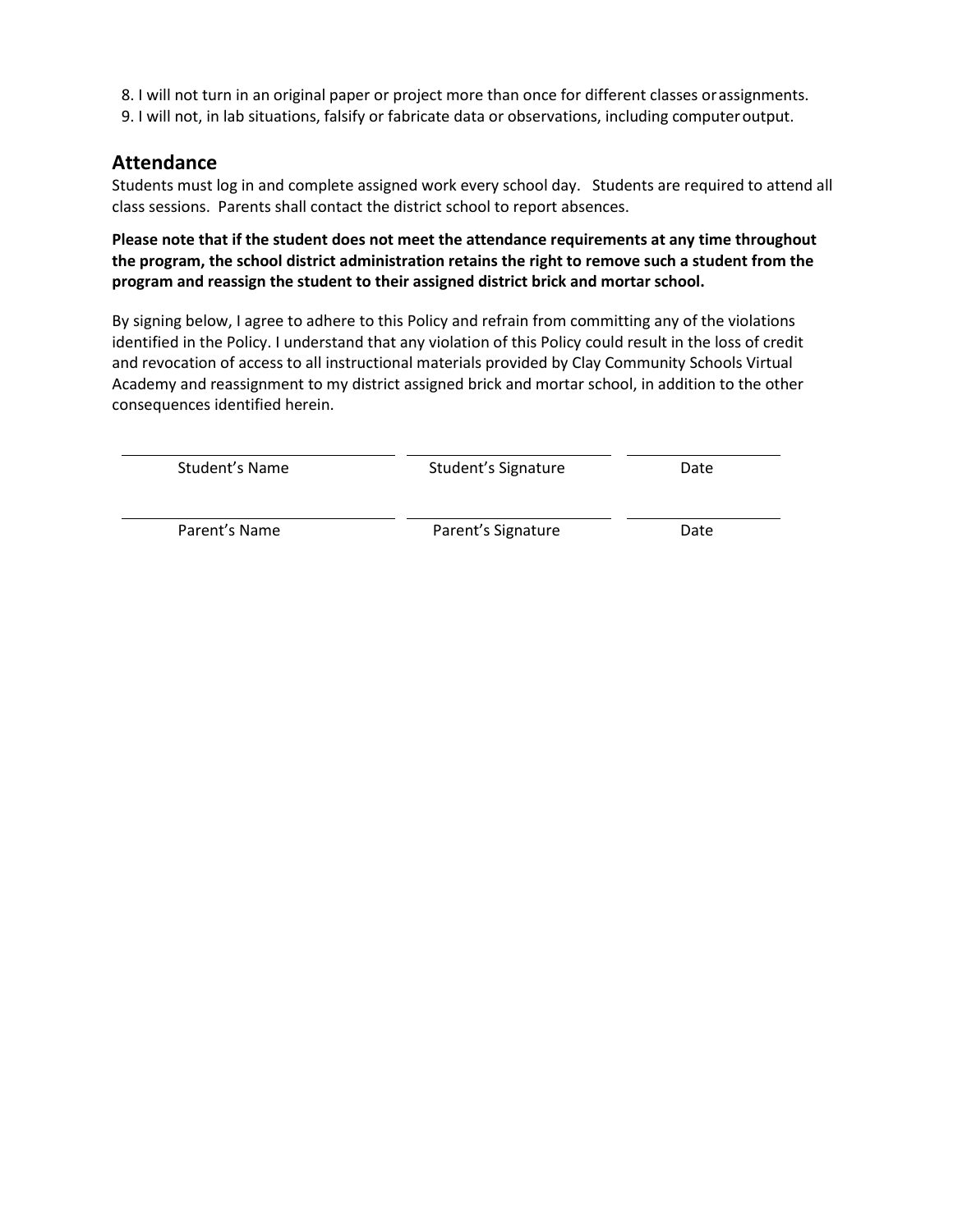8. I will not turn in an original paper or project more than once for different classes or assignments.
9. I will not, in lab situations, falsify or fabricate data or observations, including computer output.

## Attendance

Students must log in and complete assigned work every school day. Students are required to attend all class sessions. Parents shall contact the district school to report absences.

**Please note that if the student does not meet the attendance requirements at any time throughout the program, the school district administration retains the right to remove such a student from the program and reassign the student to their assigned district brick and mortar school.**

By signing below, I agree to adhere to this Policy and refrain from committing any of the violations identified in the Policy. I understand that any violation of this Policy could result in the loss of credit and revocation of access to all instructional materials provided by Clay Community Schools Virtual Academy and reassignment to my district assigned brick and mortar school, in addition to the other consequences identified herein.

| | | |
|---|---|---|
| Student's Name | Student's Signature | Date |
| Parent's Name | Parent's Signature | Date |